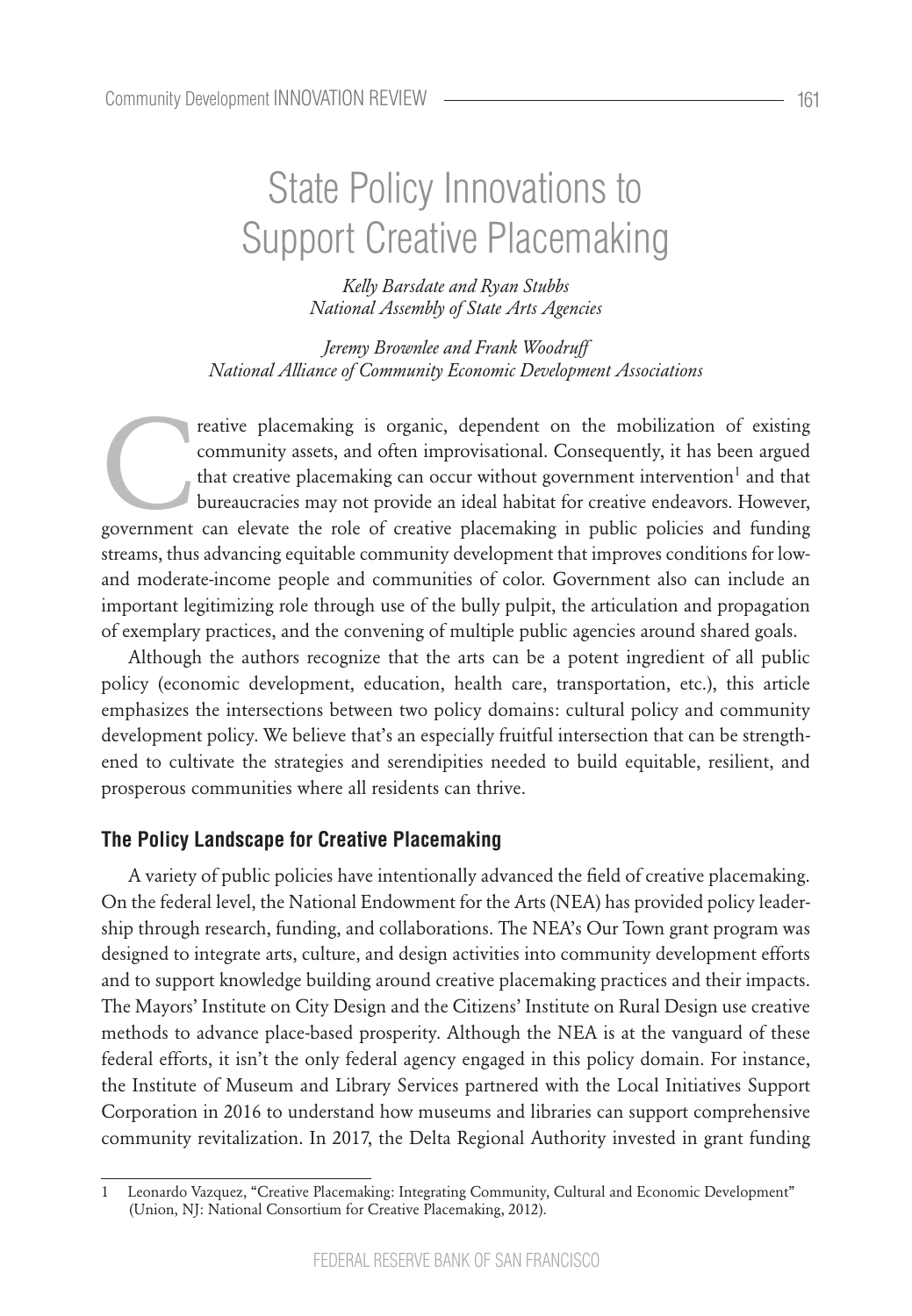# State Policy Innovations to Support Creative Placemaking

*Kelly Barsdate and Ryan Stubbs*
*National Assembly of State Arts Agencies*

*Jeremy Brownlee and Frank Woodruff*
*National Alliance of Community Economic Development Associations*

Creative placemaking is organic, dependent on the mobilization of existing community assets, and often improvisational. Consequently, it has been argued that creative placemaking can occur without government intervention[1] and that bureaucracies may not provide an ideal habitat for creative endeavors. However, government can elevate the role of creative placemaking in public policies and funding streams, thus advancing equitable community development that improves conditions for low- and moderate-income people and communities of color. Government also can include an important legitimizing role through use of the bully pulpit, the articulation and propagation of exemplary practices, and the convening of multiple public agencies around shared goals.

Although the authors recognize that the arts can be a potent ingredient of all public policy (economic development, education, health care, transportation, etc.), this article emphasizes the intersections between two policy domains: cultural policy and community development policy. We believe that's an especially fruitful intersection that can be strengthened to cultivate the strategies and serendipities needed to build equitable, resilient, and prosperous communities where all residents can thrive.

## The Policy Landscape for Creative Placemaking

A variety of public policies have intentionally advanced the field of creative placemaking. On the federal level, the National Endowment for the Arts (NEA) has provided policy leadership through research, funding, and collaborations. The NEA's Our Town grant program was designed to integrate arts, culture, and design activities into community development efforts and to support knowledge building around creative placemaking practices and their impacts. The Mayors' Institute on City Design and the Citizens' Institute on Rural Design use creative methods to advance place-based prosperity. Although the NEA is at the vanguard of these federal efforts, it isn't the only federal agency engaged in this policy domain. For instance, the Institute of Museum and Library Services partnered with the Local Initiatives Support Corporation in 2016 to understand how museums and libraries can support comprehensive community revitalization. In 2017, the Delta Regional Authority invested in grant funding

---

1 Leonardo Vazquez, "Creative Placemaking: Integrating Community, Cultural and Economic Development" (Union, NJ: National Consortium for Creative Placemaking, 2012).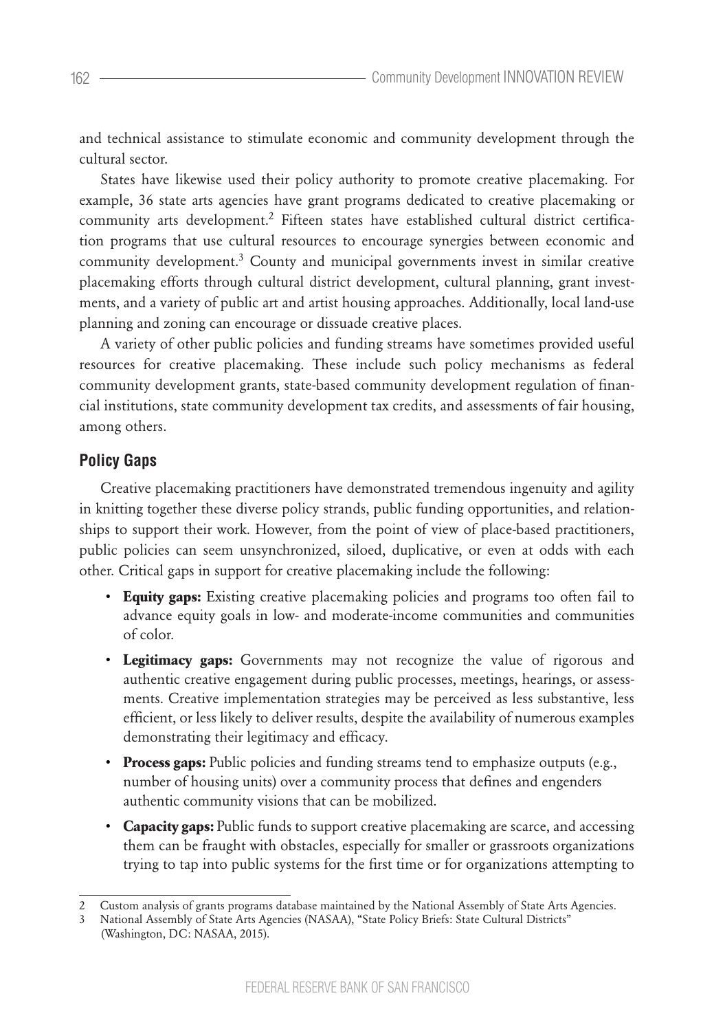and technical assistance to stimulate economic and community development through the cultural sector.

States have likewise used their policy authority to promote creative placemaking. For example, 36 state arts agencies have grant programs dedicated to creative placemaking or community arts development.[2] Fifteen states have established cultural district certification programs that use cultural resources to encourage synergies between economic and community development.[3] County and municipal governments invest in similar creative placemaking efforts through cultural district development, cultural planning, grant investments, and a variety of public art and artist housing approaches. Additionally, local land-use planning and zoning can encourage or dissuade creative places.

A variety of other public policies and funding streams have sometimes provided useful resources for creative placemaking. These include such policy mechanisms as federal community development grants, state-based community development regulation of financial institutions, state community development tax credits, and assessments of fair housing, among others.

## Policy Gaps

Creative placemaking practitioners have demonstrated tremendous ingenuity and agility in knitting together these diverse policy strands, public funding opportunities, and relationships to support their work. However, from the point of view of place-based practitioners, public policies can seem unsynchronized, siloed, duplicative, or even at odds with each other. Critical gaps in support for creative placemaking include the following:

- **Equity gaps:** Existing creative placemaking policies and programs too often fail to advance equity goals in low- and moderate-income communities and communities of color.
- **Legitimacy gaps:** Governments may not recognize the value of rigorous and authentic creative engagement during public processes, meetings, hearings, or assessments. Creative implementation strategies may be perceived as less substantive, less efficient, or less likely to deliver results, despite the availability of numerous examples demonstrating their legitimacy and efficacy.
- **Process gaps:** Public policies and funding streams tend to emphasize outputs (e.g., number of housing units) over a community process that defines and engenders authentic community visions that can be mobilized.
- **Capacity gaps:** Public funds to support creative placemaking are scarce, and accessing them can be fraught with obstacles, especially for smaller or grassroots organizations trying to tap into public systems for the first time or for organizations attempting to

---

2 Custom analysis of grants programs database maintained by the National Assembly of State Arts Agencies.

3 National Assembly of State Arts Agencies (NASAA), "State Policy Briefs: State Cultural Districts" (Washington, DC: NASAA, 2015).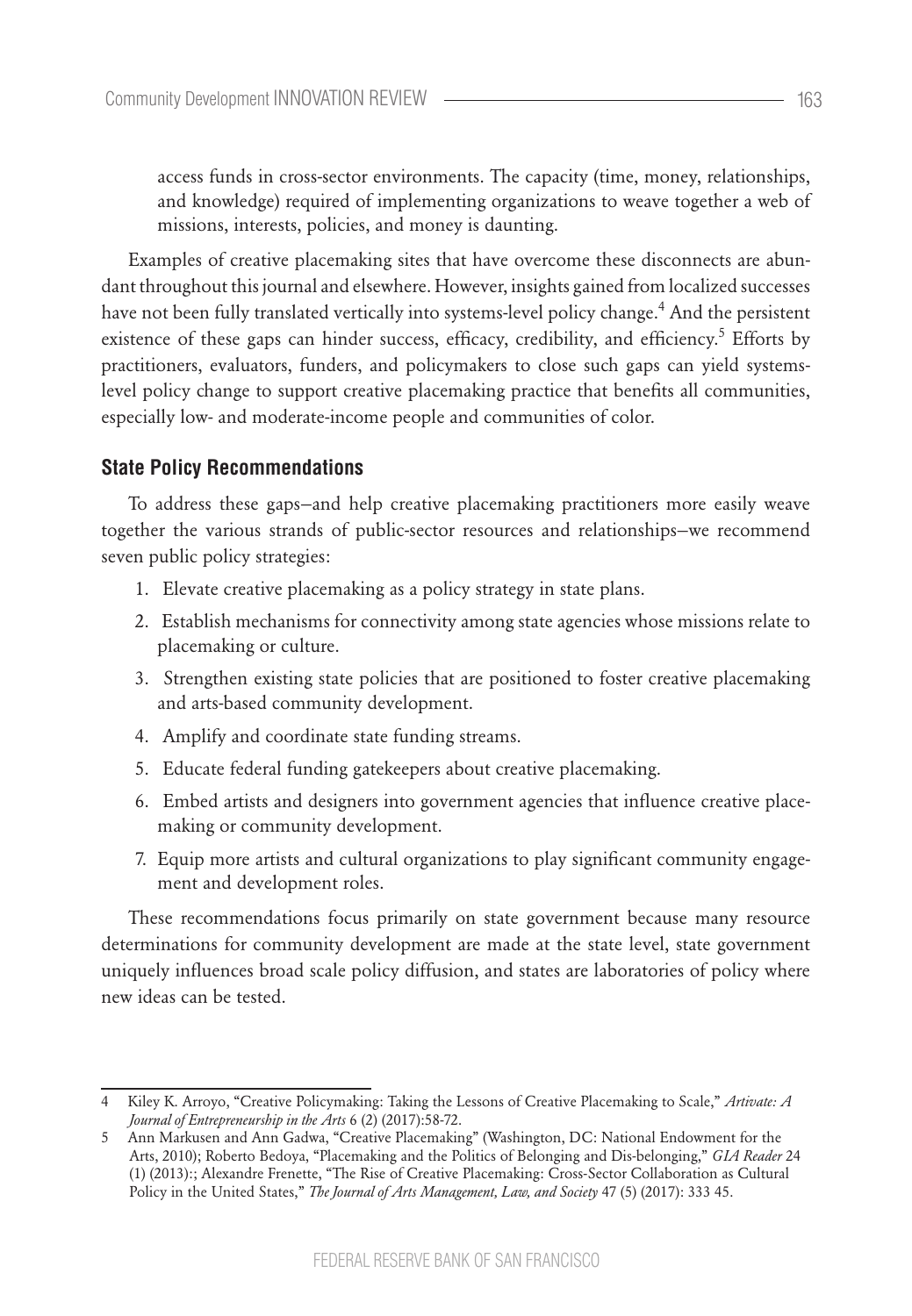access funds in cross-sector environments. The capacity (time, money, relationships, and knowledge) required of implementing organizations to weave together a web of missions, interests, policies, and money is daunting.

Examples of creative placemaking sites that have overcome these disconnects are abundant throughout this journal and elsewhere. However, insights gained from localized successes have not been fully translated vertically into systems-level policy change.[4] And the persistent existence of these gaps can hinder success, efficacy, credibility, and efficiency.[5] Efforts by practitioners, evaluators, funders, and policymakers to close such gaps can yield systems-level policy change to support creative placemaking practice that benefits all communities, especially low- and moderate-income people and communities of color.

## State Policy Recommendations

To address these gaps–and help creative placemaking practitioners more easily weave together the various strands of public-sector resources and relationships–we recommend seven public policy strategies:

1. Elevate creative placemaking as a policy strategy in state plans.
2. Establish mechanisms for connectivity among state agencies whose missions relate to placemaking or culture.
3. Strengthen existing state policies that are positioned to foster creative placemaking and arts-based community development.
4. Amplify and coordinate state funding streams.
5. Educate federal funding gatekeepers about creative placemaking.
6. Embed artists and designers into government agencies that influence creative placemaking or community development.
7. Equip more artists and cultural organizations to play significant community engagement and development roles.

These recommendations focus primarily on state government because many resource determinations for community development are made at the state level, state government uniquely influences broad scale policy diffusion, and states are laboratories of policy where new ideas can be tested.

---

4 Kiley K. Arroyo, "Creative Policymaking: Taking the Lessons of Creative Placemaking to Scale," *Artivate: A Journal of Entrepreneurship in the Arts* 6 (2) (2017):58-72.

5 Ann Markusen and Ann Gadwa, "Creative Placemaking" (Washington, DC: National Endowment for the Arts, 2010); Roberto Bedoya, "Placemaking and the Politics of Belonging and Dis-belonging," *GIA Reader* 24 (1) (2013):; Alexandre Frenette, "The Rise of Creative Placemaking: Cross-Sector Collaboration as Cultural Policy in the United States," *The Journal of Arts Management, Law, and Society* 47 (5) (2017): 333 45.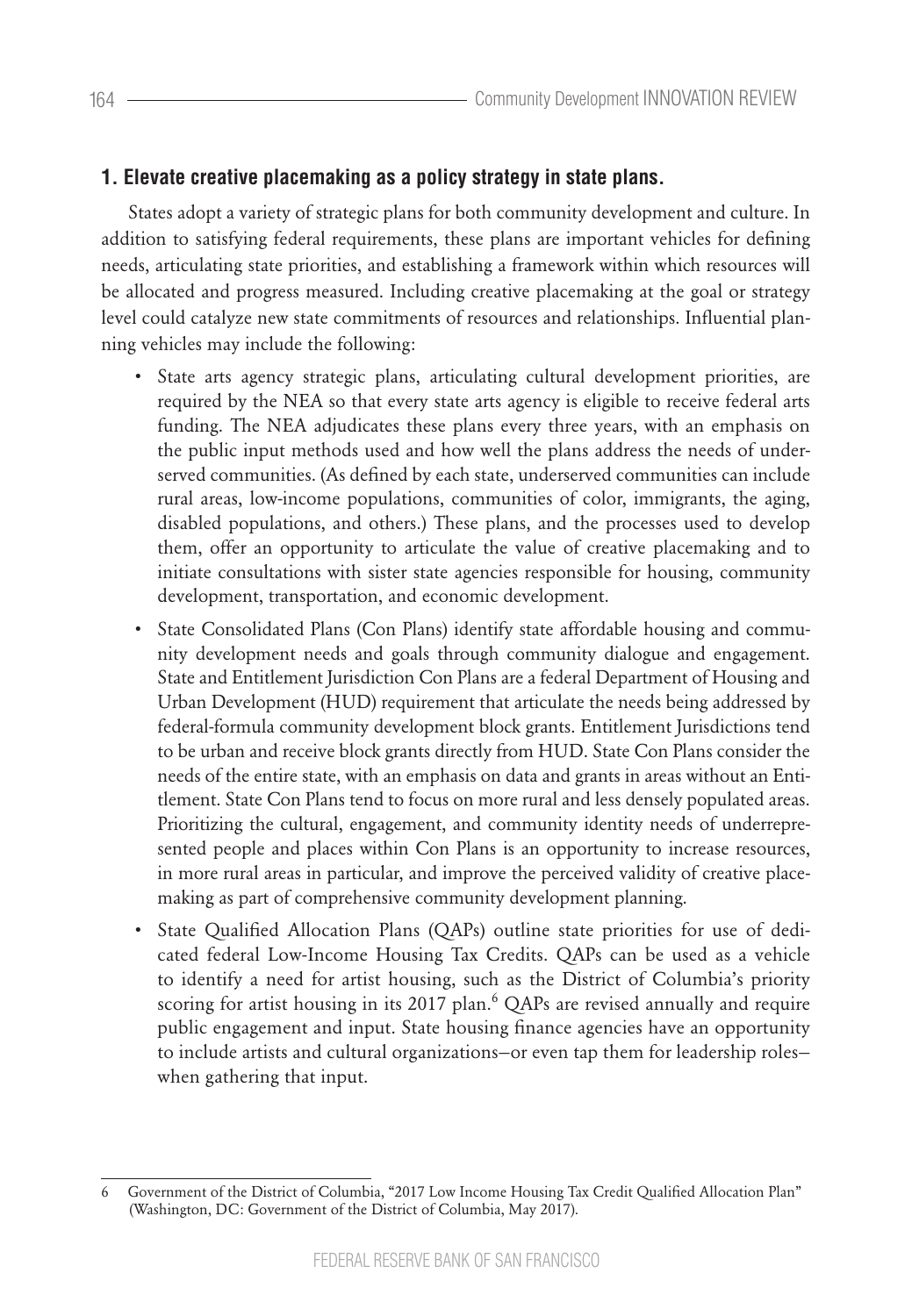### 1. Elevate creative placemaking as a policy strategy in state plans.

States adopt a variety of strategic plans for both community development and culture. In addition to satisfying federal requirements, these plans are important vehicles for defining needs, articulating state priorities, and establishing a framework within which resources will be allocated and progress measured. Including creative placemaking at the goal or strategy level could catalyze new state commitments of resources and relationships. Influential planning vehicles may include the following:

- State arts agency strategic plans, articulating cultural development priorities, are required by the NEA so that every state arts agency is eligible to receive federal arts funding. The NEA adjudicates these plans every three years, with an emphasis on the public input methods used and how well the plans address the needs of underserved communities. (As defined by each state, underserved communities can include rural areas, low-income populations, communities of color, immigrants, the aging, disabled populations, and others.) These plans, and the processes used to develop them, offer an opportunity to articulate the value of creative placemaking and to initiate consultations with sister state agencies responsible for housing, community development, transportation, and economic development.
- State Consolidated Plans (Con Plans) identify state affordable housing and community development needs and goals through community dialogue and engagement. State and Entitlement Jurisdiction Con Plans are a federal Department of Housing and Urban Development (HUD) requirement that articulate the needs being addressed by federal-formula community development block grants. Entitlement Jurisdictions tend to be urban and receive block grants directly from HUD. State Con Plans consider the needs of the entire state, with an emphasis on data and grants in areas without an Entitlement. State Con Plans tend to focus on more rural and less densely populated areas. Prioritizing the cultural, engagement, and community identity needs of underrepresented people and places within Con Plans is an opportunity to increase resources, in more rural areas in particular, and improve the perceived validity of creative placemaking as part of comprehensive community development planning.
- State Qualified Allocation Plans (QAPs) outline state priorities for use of dedicated federal Low-Income Housing Tax Credits. QAPs can be used as a vehicle to identify a need for artist housing, such as the District of Columbia's priority scoring for artist housing in its 2017 plan.[6] QAPs are revised annually and require public engagement and input. State housing finance agencies have an opportunity to include artists and cultural organizations—or even tap them for leadership roles—when gathering that input.

---

6 Government of the District of Columbia, "2017 Low Income Housing Tax Credit Qualified Allocation Plan" (Washington, DC: Government of the District of Columbia, May 2017).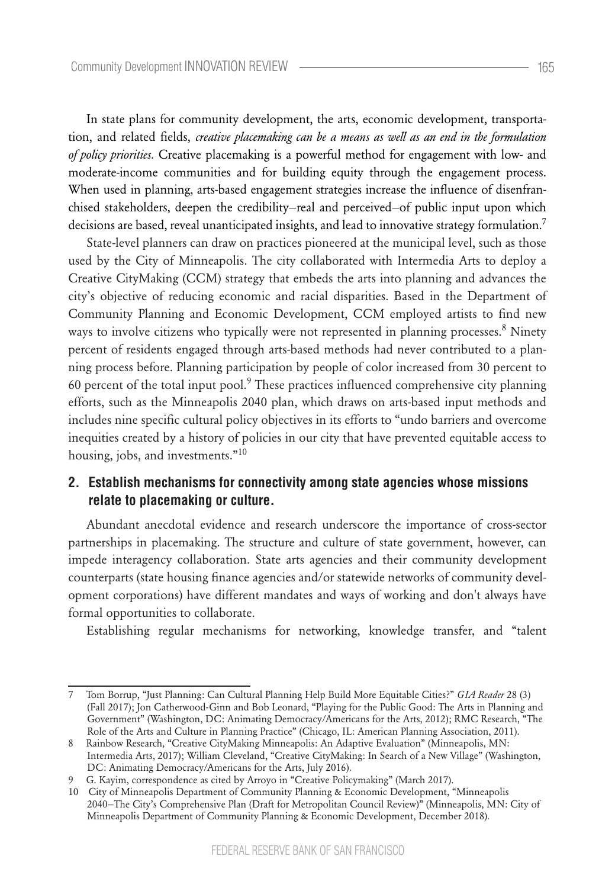In state plans for community development, the arts, economic development, transportation, and related fields, *creative placemaking can be a means as well as an end in the formulation of policy priorities.* Creative placemaking is a powerful method for engagement with low- and moderate-income communities and for building equity through the engagement process. When used in planning, arts-based engagement strategies increase the influence of disenfranchised stakeholders, deepen the credibility–real and perceived–of public input upon which decisions are based, reveal unanticipated insights, and lead to innovative strategy formulation.[7]

State-level planners can draw on practices pioneered at the municipal level, such as those used by the City of Minneapolis. The city collaborated with Intermedia Arts to deploy a Creative CityMaking (CCM) strategy that embeds the arts into planning and advances the city's objective of reducing economic and racial disparities. Based in the Department of Community Planning and Economic Development, CCM employed artists to find new ways to involve citizens who typically were not represented in planning processes.[8] Ninety percent of residents engaged through arts-based methods had never contributed to a planning process before. Planning participation by people of color increased from 30 percent to 60 percent of the total input pool.[9] These practices influenced comprehensive city planning efforts, such as the Minneapolis 2040 plan, which draws on arts-based input methods and includes nine specific cultural policy objectives in its efforts to "undo barriers and overcome inequities created by a history of policies in our city that have prevented equitable access to housing, jobs, and investments."[10]

## 2. Establish mechanisms for connectivity among state agencies whose missions relate to placemaking or culture.

Abundant anecdotal evidence and research underscore the importance of cross-sector partnerships in placemaking. The structure and culture of state government, however, can impede interagency collaboration. State arts agencies and their community development counterparts (state housing finance agencies and/or statewide networks of community development corporations) have different mandates and ways of working and don't always have formal opportunities to collaborate.

Establishing regular mechanisms for networking, knowledge transfer, and "talent

---

7 Tom Borrup, "Just Planning: Can Cultural Planning Help Build More Equitable Cities?" *GIA Reader* 28 (3) (Fall 2017); Jon Catherwood-Ginn and Bob Leonard, "Playing for the Public Good: The Arts in Planning and Government" (Washington, DC: Animating Democracy/Americans for the Arts, 2012); RMC Research, "The Role of the Arts and Culture in Planning Practice" (Chicago, IL: American Planning Association, 2011).

8 Rainbow Research, "Creative CityMaking Minneapolis: An Adaptive Evaluation" (Minneapolis, MN: Intermedia Arts, 2017); William Cleveland, "Creative CityMaking: In Search of a New Village" (Washington, DC: Animating Democracy/Americans for the Arts, July 2016).

9 G. Kayim, correspondence as cited by Arroyo in "Creative Policymaking" (March 2017).

10 City of Minneapolis Department of Community Planning & Economic Development, "Minneapolis 2040–The City's Comprehensive Plan (Draft for Metropolitan Council Review)" (Minneapolis, MN: City of Minneapolis Department of Community Planning & Economic Development, December 2018).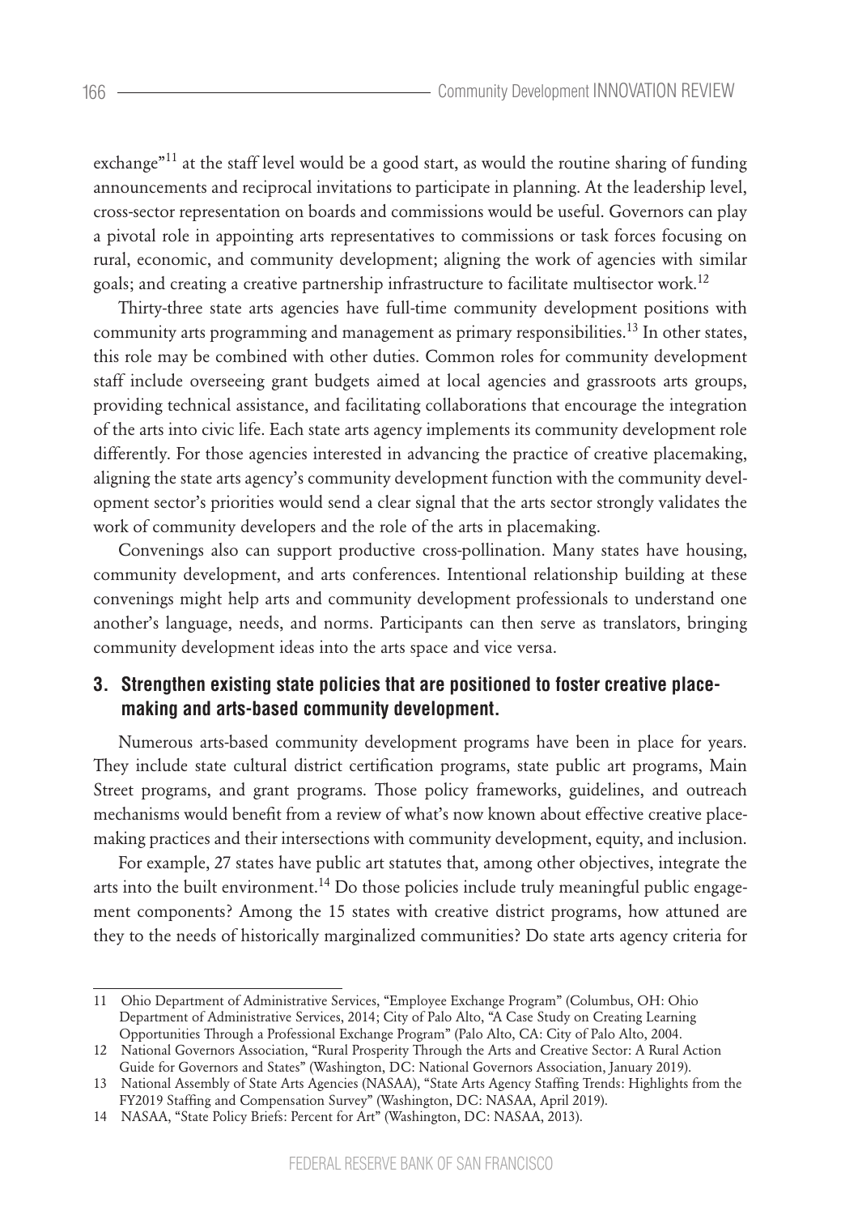exchange"[11] at the staff level would be a good start, as would the routine sharing of funding announcements and reciprocal invitations to participate in planning. At the leadership level, cross-sector representation on boards and commissions would be useful. Governors can play a pivotal role in appointing arts representatives to commissions or task forces focusing on rural, economic, and community development; aligning the work of agencies with similar goals; and creating a creative partnership infrastructure to facilitate multisector work.[12]

Thirty-three state arts agencies have full-time community development positions with community arts programming and management as primary responsibilities.[13] In other states, this role may be combined with other duties. Common roles for community development staff include overseeing grant budgets aimed at local agencies and grassroots arts groups, providing technical assistance, and facilitating collaborations that encourage the integration of the arts into civic life. Each state arts agency implements its community development role differently. For those agencies interested in advancing the practice of creative placemaking, aligning the state arts agency's community development function with the community development sector's priorities would send a clear signal that the arts sector strongly validates the work of community developers and the role of the arts in placemaking.

Convenings also can support productive cross-pollination. Many states have housing, community development, and arts conferences. Intentional relationship building at these convenings might help arts and community development professionals to understand one another's language, needs, and norms. Participants can then serve as translators, bringing community development ideas into the arts space and vice versa.

### 3. Strengthen existing state policies that are positioned to foster creative placemaking and arts-based community development.

Numerous arts-based community development programs have been in place for years. They include state cultural district certification programs, state public art programs, Main Street programs, and grant programs. Those policy frameworks, guidelines, and outreach mechanisms would benefit from a review of what's now known about effective creative placemaking practices and their intersections with community development, equity, and inclusion.

For example, 27 states have public art statutes that, among other objectives, integrate the arts into the built environment.[14] Do those policies include truly meaningful public engagement components? Among the 15 states with creative district programs, how attuned are they to the needs of historically marginalized communities? Do state arts agency criteria for

---

11 Ohio Department of Administrative Services, "Employee Exchange Program" (Columbus, OH: Ohio Department of Administrative Services, 2014; City of Palo Alto, "A Case Study on Creating Learning Opportunities Through a Professional Exchange Program" (Palo Alto, CA: City of Palo Alto, 2004.

12 National Governors Association, "Rural Prosperity Through the Arts and Creative Sector: A Rural Action Guide for Governors and States" (Washington, DC: National Governors Association, January 2019).

13 National Assembly of State Arts Agencies (NASAA), "State Arts Agency Staffing Trends: Highlights from the FY2019 Staffing and Compensation Survey" (Washington, DC: NASAA, April 2019).

14 NASAA, "State Policy Briefs: Percent for Art" (Washington, DC: NASAA, 2013).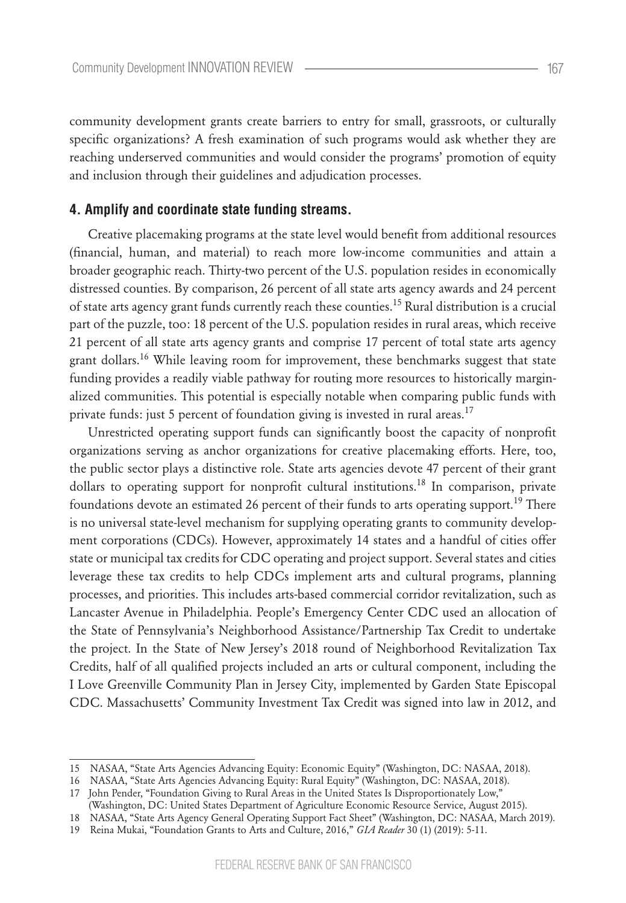community development grants create barriers to entry for small, grassroots, or culturally specific organizations? A fresh examination of such programs would ask whether they are reaching underserved communities and would consider the programs' promotion of equity and inclusion through their guidelines and adjudication processes.

### 4. Amplify and coordinate state funding streams.

Creative placemaking programs at the state level would benefit from additional resources (financial, human, and material) to reach more low-income communities and attain a broader geographic reach. Thirty-two percent of the U.S. population resides in economically distressed counties. By comparison, 26 percent of all state arts agency awards and 24 percent of state arts agency grant funds currently reach these counties.[15] Rural distribution is a crucial part of the puzzle, too: 18 percent of the U.S. population resides in rural areas, which receive 21 percent of all state arts agency grants and comprise 17 percent of total state arts agency grant dollars.[16] While leaving room for improvement, these benchmarks suggest that state funding provides a readily viable pathway for routing more resources to historically marginalized communities. This potential is especially notable when comparing public funds with private funds: just 5 percent of foundation giving is invested in rural areas.[17]

Unrestricted operating support funds can significantly boost the capacity of nonprofit organizations serving as anchor organizations for creative placemaking efforts. Here, too, the public sector plays a distinctive role. State arts agencies devote 47 percent of their grant dollars to operating support for nonprofit cultural institutions.[18] In comparison, private foundations devote an estimated 26 percent of their funds to arts operating support.[19] There is no universal state-level mechanism for supplying operating grants to community development corporations (CDCs). However, approximately 14 states and a handful of cities offer state or municipal tax credits for CDC operating and project support. Several states and cities leverage these tax credits to help CDCs implement arts and cultural programs, planning processes, and priorities. This includes arts-based commercial corridor revitalization, such as Lancaster Avenue in Philadelphia. People's Emergency Center CDC used an allocation of the State of Pennsylvania's Neighborhood Assistance/Partnership Tax Credit to undertake the project. In the State of New Jersey's 2018 round of Neighborhood Revitalization Tax Credits, half of all qualified projects included an arts or cultural component, including the I Love Greenville Community Plan in Jersey City, implemented by Garden State Episcopal CDC. Massachusetts' Community Investment Tax Credit was signed into law in 2012, and

---

15 NASAA, "State Arts Agencies Advancing Equity: Economic Equity" (Washington, DC: NASAA, 2018).

16 NASAA, "State Arts Agencies Advancing Equity: Rural Equity" (Washington, DC: NASAA, 2018).

17 John Pender, "Foundation Giving to Rural Areas in the United States Is Disproportionately Low," (Washington, DC: United States Department of Agriculture Economic Resource Service, August 2015).

18 NASAA, "State Arts Agency General Operating Support Fact Sheet" (Washington, DC: NASAA, March 2019).

19 Reina Mukai, "Foundation Grants to Arts and Culture, 2016," *GIA Reader* 30 (1) (2019): 5-11.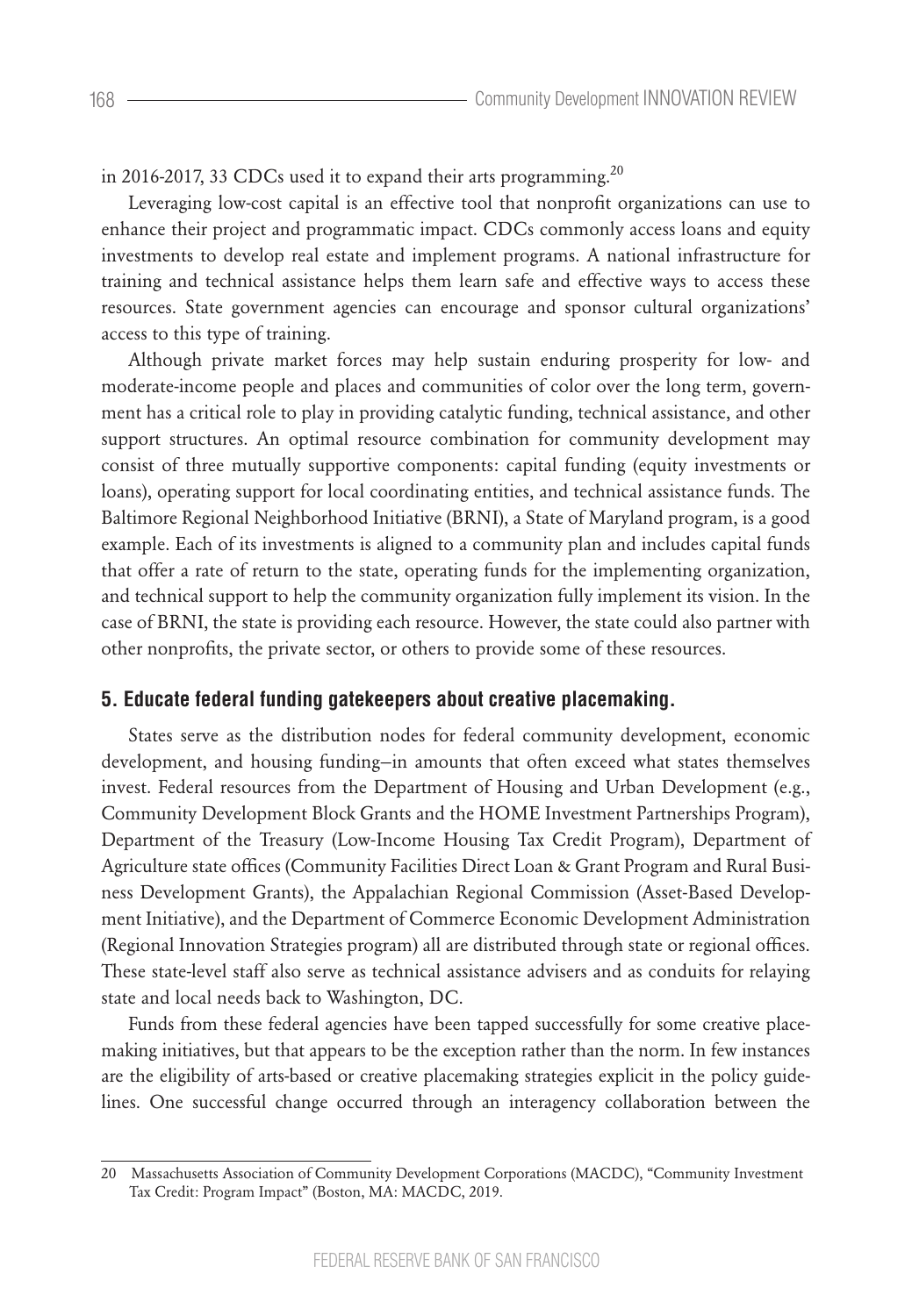in 2016-2017, 33 CDCs used it to expand their arts programming.[20]

Leveraging low-cost capital is an effective tool that nonprofit organizations can use to enhance their project and programmatic impact. CDCs commonly access loans and equity investments to develop real estate and implement programs. A national infrastructure for training and technical assistance helps them learn safe and effective ways to access these resources. State government agencies can encourage and sponsor cultural organizations' access to this type of training.

Although private market forces may help sustain enduring prosperity for low- and moderate-income people and places and communities of color over the long term, government has a critical role to play in providing catalytic funding, technical assistance, and other support structures. An optimal resource combination for community development may consist of three mutually supportive components: capital funding (equity investments or loans), operating support for local coordinating entities, and technical assistance funds. The Baltimore Regional Neighborhood Initiative (BRNI), a State of Maryland program, is a good example. Each of its investments is aligned to a community plan and includes capital funds that offer a rate of return to the state, operating funds for the implementing organization, and technical support to help the community organization fully implement its vision. In the case of BRNI, the state is providing each resource. However, the state could also partner with other nonprofits, the private sector, or others to provide some of these resources.

### 5. Educate federal funding gatekeepers about creative placemaking.

States serve as the distribution nodes for federal community development, economic development, and housing funding–in amounts that often exceed what states themselves invest. Federal resources from the Department of Housing and Urban Development (e.g., Community Development Block Grants and the HOME Investment Partnerships Program), Department of the Treasury (Low-Income Housing Tax Credit Program), Department of Agriculture state offices (Community Facilities Direct Loan & Grant Program and Rural Business Development Grants), the Appalachian Regional Commission (Asset-Based Development Initiative), and the Department of Commerce Economic Development Administration (Regional Innovation Strategies program) all are distributed through state or regional offices. These state-level staff also serve as technical assistance advisers and as conduits for relaying state and local needs back to Washington, DC.

Funds from these federal agencies have been tapped successfully for some creative placemaking initiatives, but that appears to be the exception rather than the norm. In few instances are the eligibility of arts-based or creative placemaking strategies explicit in the policy guidelines. One successful change occurred through an interagency collaboration between the

---

20 Massachusetts Association of Community Development Corporations (MACDC), "Community Investment Tax Credit: Program Impact" (Boston, MA: MACDC, 2019.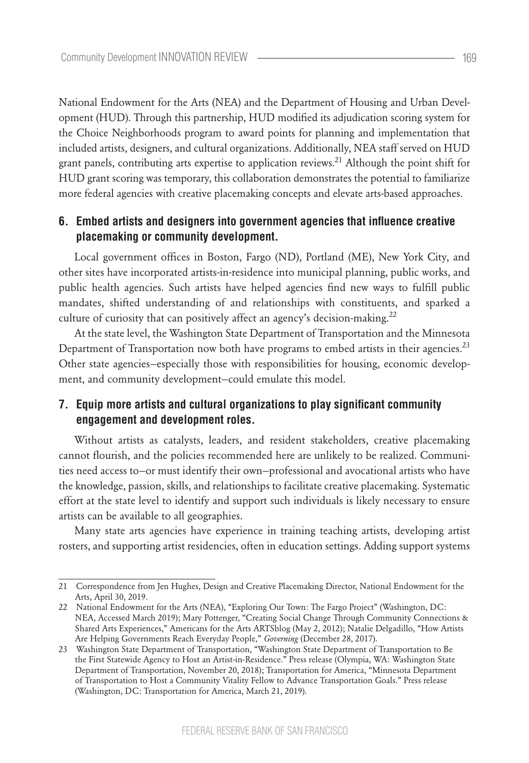National Endowment for the Arts (NEA) and the Department of Housing and Urban Development (HUD). Through this partnership, HUD modified its adjudication scoring system for the Choice Neighborhoods program to award points for planning and implementation that included artists, designers, and cultural organizations. Additionally, NEA staff served on HUD grant panels, contributing arts expertise to application reviews.[21] Although the point shift for HUD grant scoring was temporary, this collaboration demonstrates the potential to familiarize more federal agencies with creative placemaking concepts and elevate arts-based approaches.

### 6. Embed artists and designers into government agencies that influence creative placemaking or community development.

Local government offices in Boston, Fargo (ND), Portland (ME), New York City, and other sites have incorporated artists-in-residence into municipal planning, public works, and public health agencies. Such artists have helped agencies find new ways to fulfill public mandates, shifted understanding of and relationships with constituents, and sparked a culture of curiosity that can positively affect an agency's decision-making.[22]

At the state level, the Washington State Department of Transportation and the Minnesota Department of Transportation now both have programs to embed artists in their agencies.[23] Other state agencies–especially those with responsibilities for housing, economic development, and community development–could emulate this model.

### 7. Equip more artists and cultural organizations to play significant community engagement and development roles.

Without artists as catalysts, leaders, and resident stakeholders, creative placemaking cannot flourish, and the policies recommended here are unlikely to be realized. Communities need access to–or must identify their own–professional and avocational artists who have the knowledge, passion, skills, and relationships to facilitate creative placemaking. Systematic effort at the state level to identify and support such individuals is likely necessary to ensure artists can be available to all geographies.

Many state arts agencies have experience in training teaching artists, developing artist rosters, and supporting artist residencies, often in education settings. Adding support systems

---

21 Correspondence from Jen Hughes, Design and Creative Placemaking Director, National Endowment for the Arts, April 30, 2019.

22 National Endowment for the Arts (NEA), "Exploring Our Town: The Fargo Project" (Washington, DC: NEA, Accessed March 2019); Mary Pottenger, "Creating Social Change Through Community Connections & Shared Arts Experiences," Americans for the Arts ARTSblog (May 2, 2012); Natalie Delgadillo, "How Artists Are Helping Governments Reach Everyday People," *Governing* (December 28, 2017).

23 Washington State Department of Transportation, "Washington State Department of Transportation to Be the First Statewide Agency to Host an Artist-in-Residence." Press release (Olympia, WA: Washington State Department of Transportation, November 20, 2018); Transportation for America, "Minnesota Department of Transportation to Host a Community Vitality Fellow to Advance Transportation Goals." Press release (Washington, DC: Transportation for America, March 21, 2019).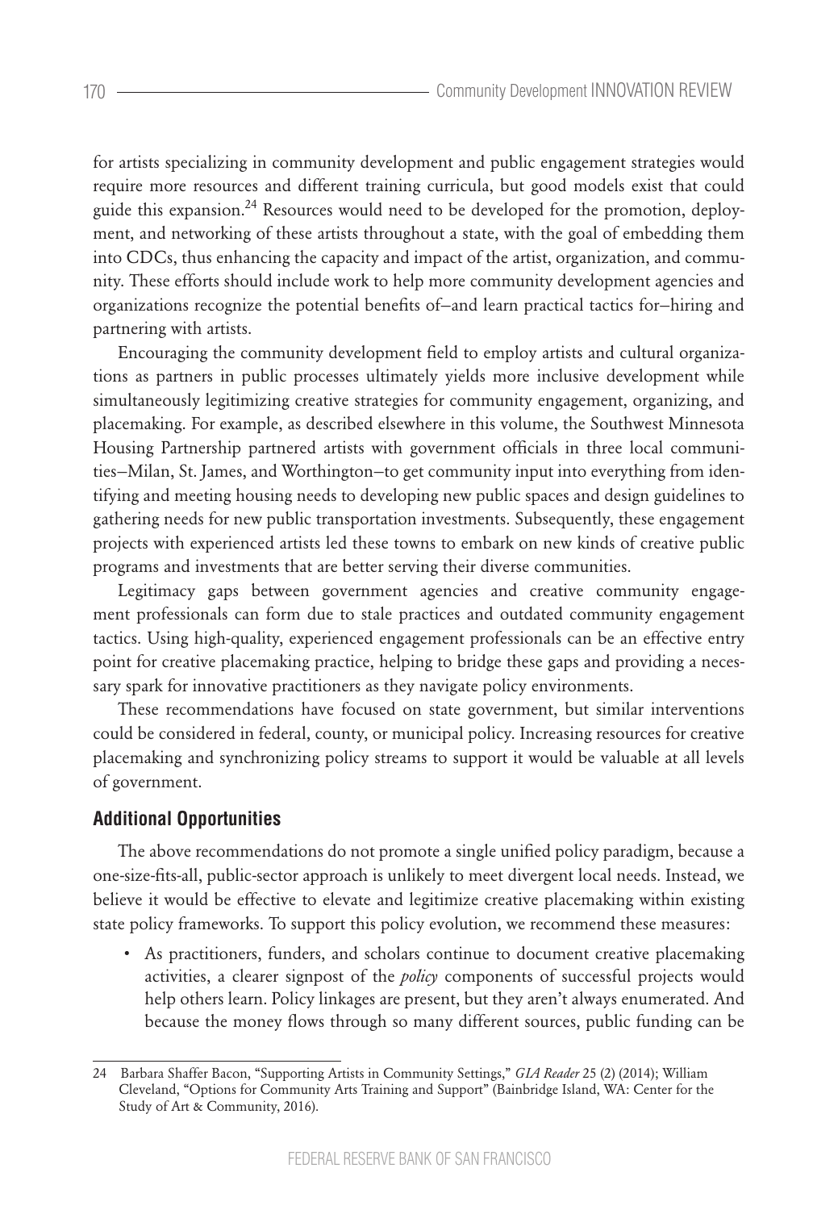for artists specializing in community development and public engagement strategies would require more resources and different training curricula, but good models exist that could guide this expansion.[24] Resources would need to be developed for the promotion, deployment, and networking of these artists throughout a state, with the goal of embedding them into CDCs, thus enhancing the capacity and impact of the artist, organization, and community. These efforts should include work to help more community development agencies and organizations recognize the potential benefits of–and learn practical tactics for–hiring and partnering with artists.

Encouraging the community development field to employ artists and cultural organizations as partners in public processes ultimately yields more inclusive development while simultaneously legitimizing creative strategies for community engagement, organizing, and placemaking. For example, as described elsewhere in this volume, the Southwest Minnesota Housing Partnership partnered artists with government officials in three local communities–Milan, St. James, and Worthington–to get community input into everything from identifying and meeting housing needs to developing new public spaces and design guidelines to gathering needs for new public transportation investments. Subsequently, these engagement projects with experienced artists led these towns to embark on new kinds of creative public programs and investments that are better serving their diverse communities.

Legitimacy gaps between government agencies and creative community engagement professionals can form due to stale practices and outdated community engagement tactics. Using high-quality, experienced engagement professionals can be an effective entry point for creative placemaking practice, helping to bridge these gaps and providing a necessary spark for innovative practitioners as they navigate policy environments.

These recommendations have focused on state government, but similar interventions could be considered in federal, county, or municipal policy. Increasing resources for creative placemaking and synchronizing policy streams to support it would be valuable at all levels of government.

## Additional Opportunities

The above recommendations do not promote a single unified policy paradigm, because a one-size-fits-all, public-sector approach is unlikely to meet divergent local needs. Instead, we believe it would be effective to elevate and legitimize creative placemaking within existing state policy frameworks. To support this policy evolution, we recommend these measures:

- As practitioners, funders, and scholars continue to document creative placemaking activities, a clearer signpost of the *policy* components of successful projects would help others learn. Policy linkages are present, but they aren't always enumerated. And because the money flows through so many different sources, public funding can be

---

24 Barbara Shaffer Bacon, "Supporting Artists in Community Settings," *GIA Reader* 25 (2) (2014); William Cleveland, "Options for Community Arts Training and Support" (Bainbridge Island, WA: Center for the Study of Art & Community, 2016).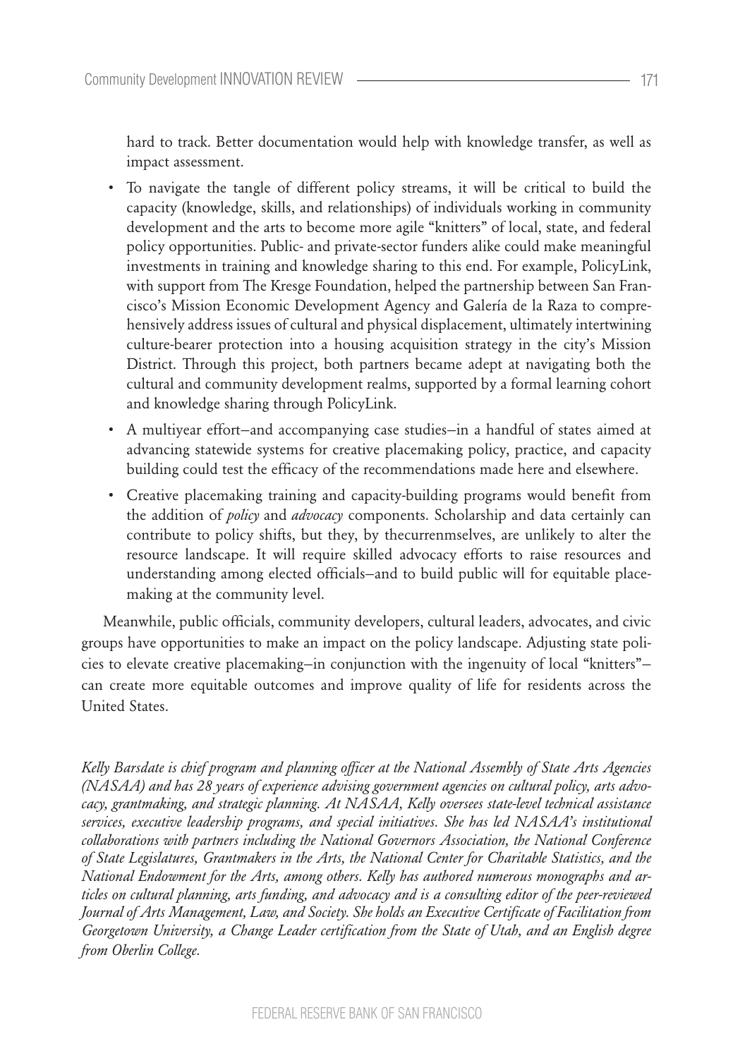hard to track. Better documentation would help with knowledge transfer, as well as impact assessment.

- To navigate the tangle of different policy streams, it will be critical to build the capacity (knowledge, skills, and relationships) of individuals working in community development and the arts to become more agile "knitters" of local, state, and federal policy opportunities. Public- and private-sector funders alike could make meaningful investments in training and knowledge sharing to this end. For example, PolicyLink, with support from The Kresge Foundation, helped the partnership between San Francisco's Mission Economic Development Agency and Galería de la Raza to comprehensively address issues of cultural and physical displacement, ultimately intertwining culture-bearer protection into a housing acquisition strategy in the city's Mission District. Through this project, both partners became adept at navigating both the cultural and community development realms, supported by a formal learning cohort and knowledge sharing through PolicyLink.
- A multiyear effort—and accompanying case studies—in a handful of states aimed at advancing statewide systems for creative placemaking policy, practice, and capacity building could test the efficacy of the recommendations made here and elsewhere.
- Creative placemaking training and capacity-building programs would benefit from the addition of *policy* and *advocacy* components. Scholarship and data certainly can contribute to policy shifts, but they, by thecurrenmselves, are unlikely to alter the resource landscape. It will require skilled advocacy efforts to raise resources and understanding among elected officials—and to build public will for equitable placemaking at the community level.

Meanwhile, public officials, community developers, cultural leaders, advocates, and civic groups have opportunities to make an impact on the policy landscape. Adjusting state policies to elevate creative placemaking—in conjunction with the ingenuity of local "knitters"—can create more equitable outcomes and improve quality of life for residents across the United States.

*Kelly Barsdate is chief program and planning officer at the National Assembly of State Arts Agencies (NASAA) and has 28 years of experience advising government agencies on cultural policy, arts advocacy, grantmaking, and strategic planning. At NASAA, Kelly oversees state-level technical assistance services, executive leadership programs, and special initiatives. She has led NASAA's institutional collaborations with partners including the National Governors Association, the National Conference of State Legislatures, Grantmakers in the Arts, the National Center for Charitable Statistics, and the National Endowment for the Arts, among others. Kelly has authored numerous monographs and articles on cultural planning, arts funding, and advocacy and is a consulting editor of the peer-reviewed Journal of Arts Management, Law, and Society. She holds an Executive Certificate of Facilitation from Georgetown University, a Change Leader certification from the State of Utah, and an English degree from Oberlin College.*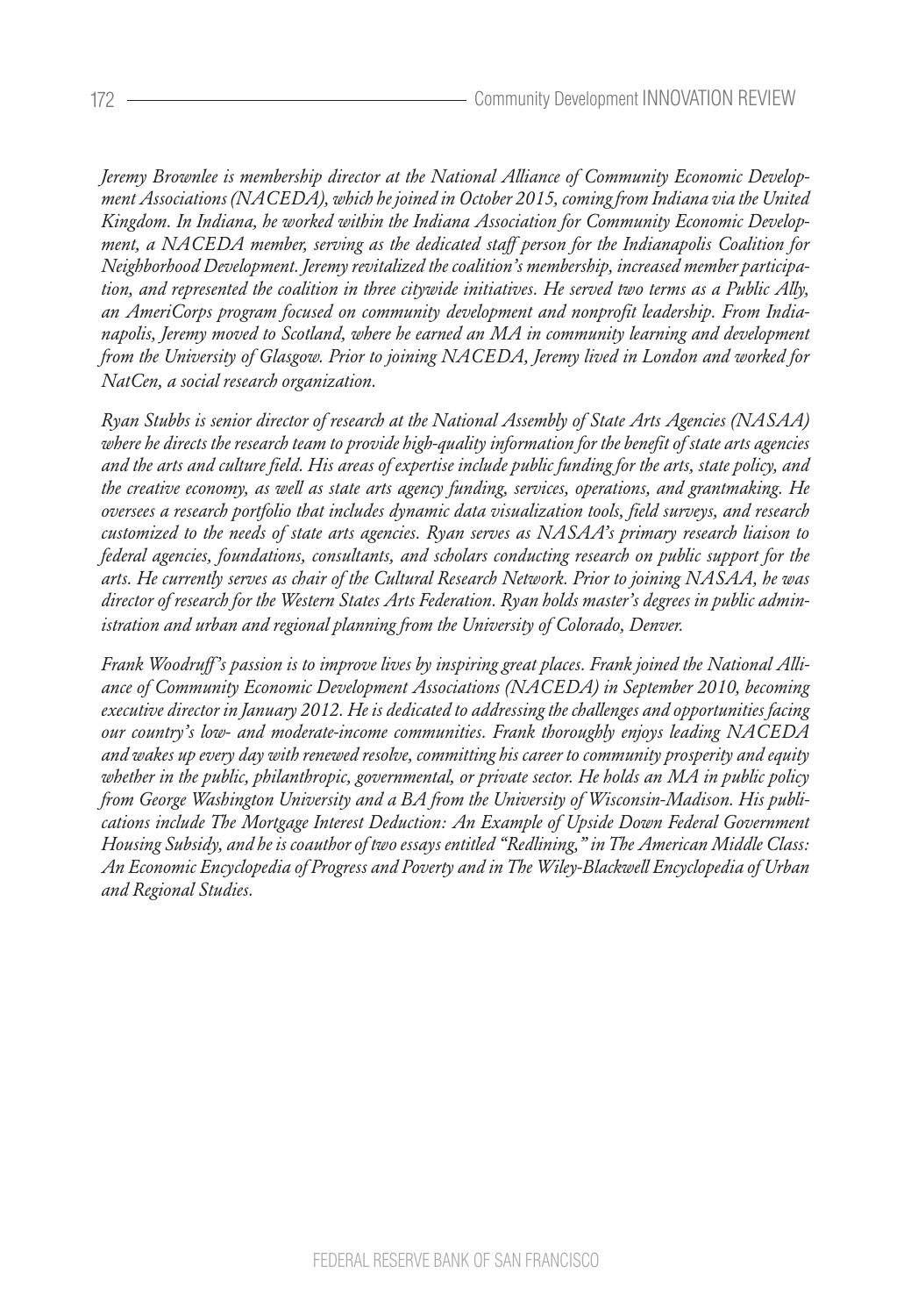*Jeremy Brownlee is membership director at the National Alliance of Community Economic Development Associations (NACEDA), which he joined in October 2015, coming from Indiana via the United Kingdom. In Indiana, he worked within the Indiana Association for Community Economic Development, a NACEDA member, serving as the dedicated staff person for the Indianapolis Coalition for Neighborhood Development. Jeremy revitalized the coalition's membership, increased member participation, and represented the coalition in three citywide initiatives. He served two terms as a Public Ally, an AmeriCorps program focused on community development and nonprofit leadership. From Indianapolis, Jeremy moved to Scotland, where he earned an MA in community learning and development from the University of Glasgow. Prior to joining NACEDA, Jeremy lived in London and worked for NatCen, a social research organization.*

*Ryan Stubbs is senior director of research at the National Assembly of State Arts Agencies (NASAA) where he directs the research team to provide high-quality information for the benefit of state arts agencies and the arts and culture field. His areas of expertise include public funding for the arts, state policy, and the creative economy, as well as state arts agency funding, services, operations, and grantmaking. He oversees a research portfolio that includes dynamic data visualization tools, field surveys, and research customized to the needs of state arts agencies. Ryan serves as NASAA's primary research liaison to federal agencies, foundations, consultants, and scholars conducting research on public support for the arts. He currently serves as chair of the Cultural Research Network. Prior to joining NASAA, he was director of research for the Western States Arts Federation. Ryan holds master's degrees in public administration and urban and regional planning from the University of Colorado, Denver.*

*Frank Woodruff's passion is to improve lives by inspiring great places. Frank joined the National Alliance of Community Economic Development Associations (NACEDA) in September 2010, becoming executive director in January 2012. He is dedicated to addressing the challenges and opportunities facing our country's low- and moderate-income communities. Frank thoroughly enjoys leading NACEDA and wakes up every day with renewed resolve, committing his career to community prosperity and equity whether in the public, philanthropic, governmental, or private sector. He holds an MA in public policy from George Washington University and a BA from the University of Wisconsin-Madison. His publications include The Mortgage Interest Deduction: An Example of Upside Down Federal Government Housing Subsidy, and he is coauthor of two essays entitled "Redlining," in The American Middle Class: An Economic Encyclopedia of Progress and Poverty and in The Wiley-Blackwell Encyclopedia of Urban and Regional Studies.*